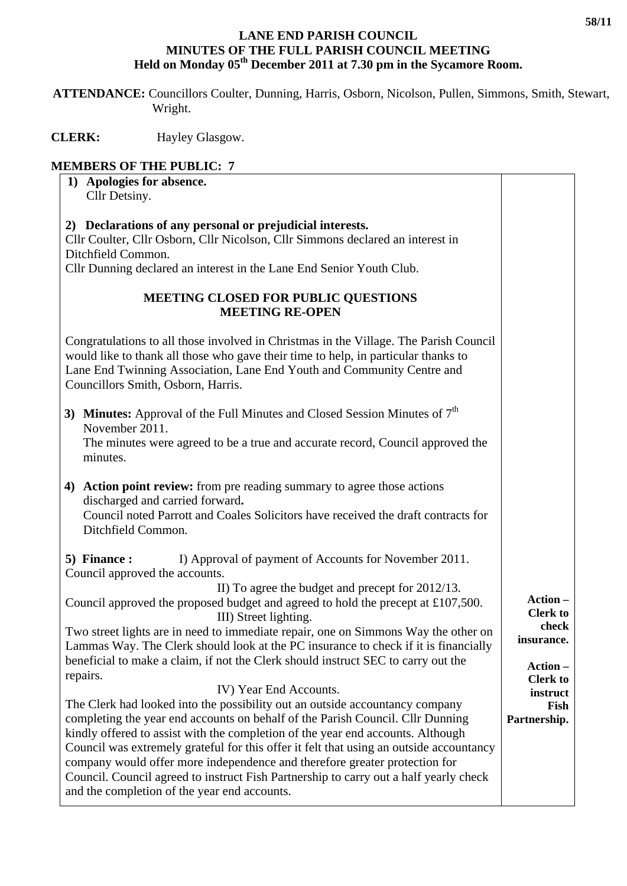# LANE END PARISH COUNCIL
## MINUTES OF THE FULL PARISH COUNCIL MEETING
### Held on Monday 05th December 2011 at 7.30 pm in the Sycamore Room.

**ATTENDANCE:** Councillors Coulter, Dunning, Harris, Osborn, Nicolson, Pullen, Simmons, Smith, Stewart, Wright.

**CLERK:** Hayley Glasgow.

**MEMBERS OF THE PUBLIC: 7**

| | |
|---|---|
| **1) Apologies for absence.**<br>Cllr Detsiny.<br><br>**2) Declarations of any personal or prejudicial interests.**<br>Cllr Coulter, Cllr Osborn, Cllr Nicolson, Cllr Simmons declared an interest in Ditchfield Common.<br>Cllr Dunning declared an interest in the Lane End Senior Youth Club.<br><br>**MEETING CLOSED FOR PUBLIC QUESTIONS**<br>**MEETING RE-OPEN**<br><br>Congratulations to all those involved in Christmas in the Village. The Parish Council would like to thank all those who gave their time to help, in particular thanks to Lane End Twinning Association, Lane End Youth and Community Centre and Councillors Smith, Osborn, Harris.<br><br>**3) Minutes:** Approval of the Full Minutes and Closed Session Minutes of 7th November 2011.<br>The minutes were agreed to be a true and accurate record, Council approved the minutes.<br><br>**4) Action point review:** from pre reading summary to agree those actions discharged and carried forward**.**<br>Council noted Parrott and Coales Solicitors have received the draft contracts for Ditchfield Common.<br><br>**5) Finance :** I) Approval of payment of Accounts for November 2011.<br>Council approved the accounts.<br>II) To agree the budget and precept for 2012/13.<br>Council approved the proposed budget and agreed to hold the precept at £107,500.<br>III) Street lighting.<br>Two street lights are in need to immediate repair, one on Simmons Way the other on Lammas Way. The Clerk should look at the PC insurance to check if it is financially beneficial to make a claim, if not the Clerk should instruct SEC to carry out the repairs.<br>IV) Year End Accounts.<br>The Clerk had looked into the possibility out an outside accountancy company completing the year end accounts on behalf of the Parish Council. Cllr Dunning kindly offered to assist with the completion of the year end accounts. Although Council was extremely grateful for this offer it felt that using an outside accountancy company would offer more independence and therefore greater protection for Council. Council agreed to instruct Fish Partnership to carry out a half yearly check and the completion of the year end accounts. | **Action – Clerk to check insurance.**<br><br>**Action – Clerk to instruct Fish Partnership.** |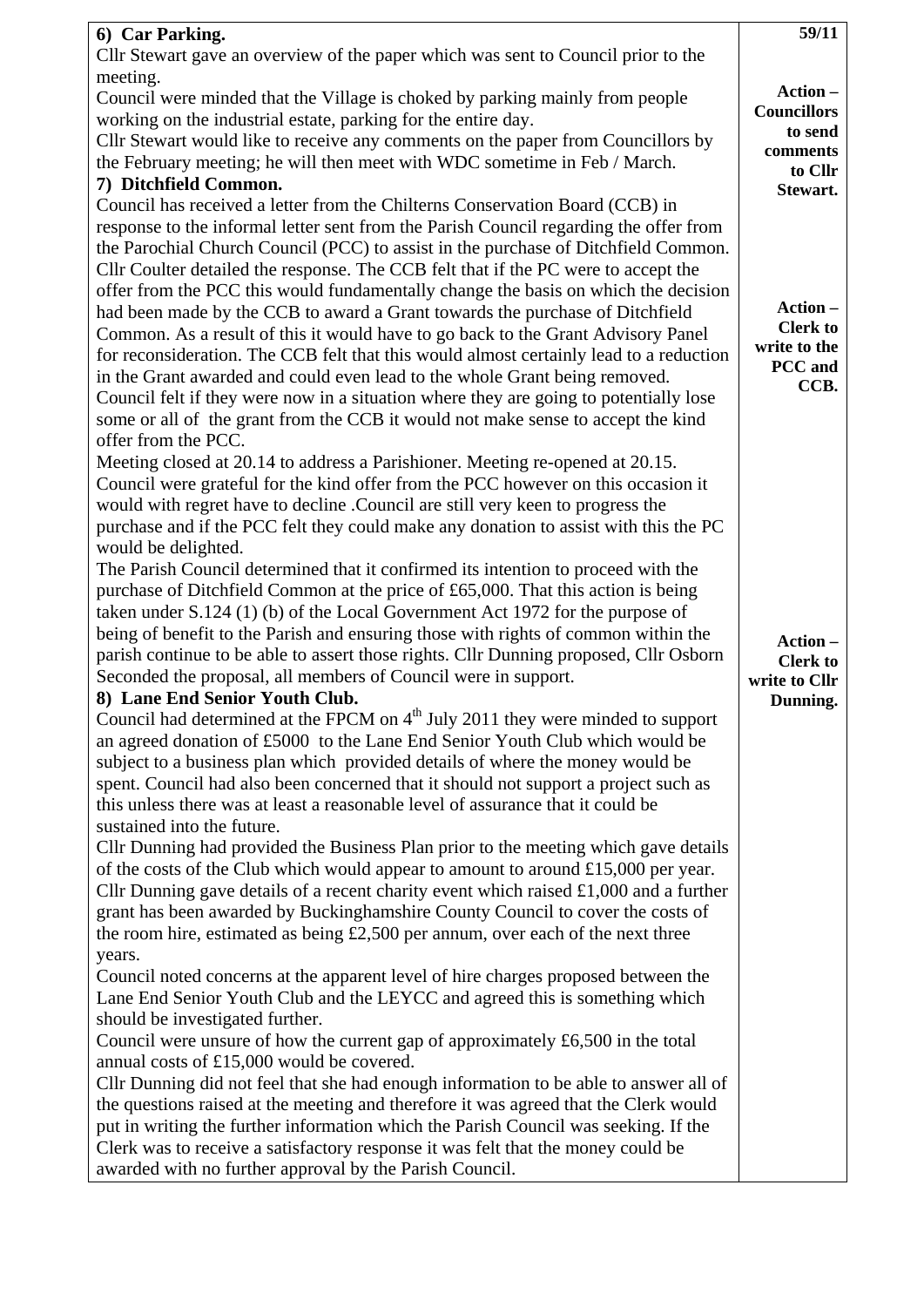| | 59/11 |
|---|---|
| **6) Car Parking.**<br>Cllr Stewart gave an overview of the paper which was sent to Council prior to the meeting.<br>Council were minded that the Village is choked by parking mainly from people working on the industrial estate, parking for the entire day.<br>Cllr Stewart would like to receive any comments on the paper from Councillors by the February meeting; he will then meet with WDC sometime in Feb / March. | **Action – Councillors to send comments to Cllr Stewart.** |
| **7) Ditchfield Common.**<br>Council has received a letter from the Chilterns Conservation Board (CCB) in response to the informal letter sent from the Parish Council regarding the offer from the Parochial Church Council (PCC) to assist in the purchase of Ditchfield Common. Cllr Coulter detailed the response. The CCB felt that if the PC were to accept the offer from the PCC this would fundamentally change the basis on which the decision had been made by the CCB to award a Grant towards the purchase of Ditchfield Common. As a result of this it would have to go back to the Grant Advisory Panel for reconsideration. The CCB felt that this would almost certainly lead to a reduction in the Grant awarded and could even lead to the whole Grant being removed. Council felt if they were now in a situation where they are going to potentially lose some or all of the grant from the CCB it would not make sense to accept the kind offer from the PCC.<br>Meeting closed at 20.14 to address a Parishioner. Meeting re-opened at 20.15.<br>Council were grateful for the kind offer from the PCC however on this occasion it would with regret have to decline .Council are still very keen to progress the purchase and if the PCC felt they could make any donation to assist with this the PC would be delighted.<br>The Parish Council determined that it confirmed its intention to proceed with the purchase of Ditchfield Common at the price of £65,000. That this action is being taken under S.124 (1) (b) of the Local Government Act 1972 for the purpose of being of benefit to the Parish and ensuring those with rights of common within the parish continue to be able to assert those rights. Cllr Dunning proposed, Cllr Osborn Seconded the proposal, all members of Council were in support. | **Action – Clerk to write to the PCC and CCB.** |
| **8) Lane End Senior Youth Club.**<br>Council had determined at the FPCM on 4th July 2011 they were minded to support an agreed donation of £5000 to the Lane End Senior Youth Club which would be subject to a business plan which provided details of where the money would be spent. Council had also been concerned that it should not support a project such as this unless there was at least a reasonable level of assurance that it could be sustained into the future.<br>Cllr Dunning had provided the Business Plan prior to the meeting which gave details of the costs of the Club which would appear to amount to around £15,000 per year. Cllr Dunning gave details of a recent charity event which raised £1,000 and a further grant has been awarded by Buckinghamshire County Council to cover the costs of the room hire, estimated as being £2,500 per annum, over each of the next three years.<br>Council noted concerns at the apparent level of hire charges proposed between the Lane End Senior Youth Club and the LEYCC and agreed this is something which should be investigated further.<br>Council were unsure of how the current gap of approximately £6,500 in the total annual costs of £15,000 would be covered.<br>Cllr Dunning did not feel that she had enough information to be able to answer all of the questions raised at the meeting and therefore it was agreed that the Clerk would put in writing the further information which the Parish Council was seeking. If the Clerk was to receive a satisfactory response it was felt that the money could be awarded with no further approval by the Parish Council. | **Action – Clerk to write to Cllr Dunning.** |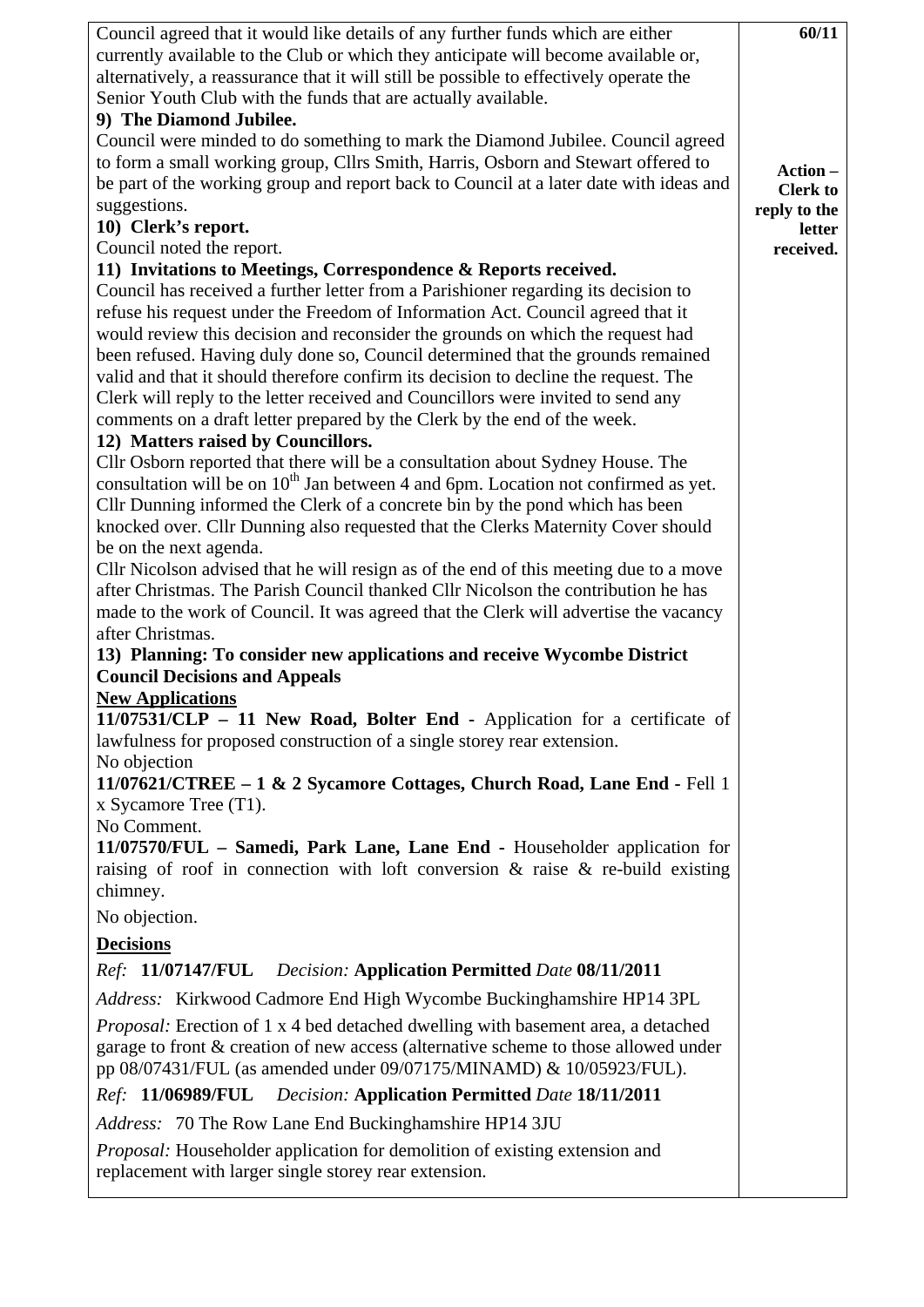60/11

Council agreed that it would like details of any further funds which are either currently available to the Club or which they anticipate will become available or, alternatively, a reassurance that it will still be possible to effectively operate the Senior Youth Club with the funds that are actually available.

**9) The Diamond Jubilee.**

Council were minded to do something to mark the Diamond Jubilee. Council agreed to form a small working group, Cllrs Smith, Harris, Osborn and Stewart offered to be part of the working group and report back to Council at a later date with ideas and suggestions.

**10) Clerk's report.**

Council noted the report.

**11) Invitations to Meetings, Correspondence & Reports received.**

Council has received a further letter from a Parishioner regarding its decision to refuse his request under the Freedom of Information Act. Council agreed that it would review this decision and reconsider the grounds on which the request had been refused. Having duly done so, Council determined that the grounds remained valid and that it should therefore confirm its decision to decline the request. The Clerk will reply to the letter received and Councillors were invited to send any comments on a draft letter prepared by the Clerk by the end of the week.

**Action – Clerk to reply to the letter received.**

**12) Matters raised by Councillors.**

Cllr Osborn reported that there will be a consultation about Sydney House. The consultation will be on 10th Jan between 4 and 6pm. Location not confirmed as yet.

Cllr Dunning informed the Clerk of a concrete bin by the pond which has been knocked over. Cllr Dunning also requested that the Clerks Maternity Cover should be on the next agenda.

Cllr Nicolson advised that he will resign as of the end of this meeting due to a move after Christmas. The Parish Council thanked Cllr Nicolson the contribution he has made to the work of Council. It was agreed that the Clerk will advertise the vacancy after Christmas.

**13) Planning: To consider new applications and receive Wycombe District Council Decisions and Appeals**

**New Applications**

**11/07531/CLP – 11 New Road, Bolter End** - Application for a certificate of lawfulness for proposed construction of a single storey rear extension.

No objection

**11/07621/CTREE – 1 & 2 Sycamore Cottages, Church Road, Lane End** - Fell 1 x Sycamore Tree (T1).

No Comment.

**11/07570/FUL – Samedi, Park Lane, Lane End** - Householder application for raising of roof in connection with loft conversion & raise & re-build existing chimney.

No objection.

**Decisions**

*Ref:* **11/07147/FUL** *Decision:* **Application Permitted** *Date* **08/11/2011**

*Address:* Kirkwood Cadmore End High Wycombe Buckinghamshire HP14 3PL

*Proposal:* Erection of 1 x 4 bed detached dwelling with basement area, a detached garage to front & creation of new access (alternative scheme to those allowed under pp 08/07431/FUL (as amended under 09/07175/MINAMD) & 10/05923/FUL).

*Ref:* **11/06989/FUL** *Decision:* **Application Permitted** *Date* **18/11/2011**

*Address:* 70 The Row Lane End Buckinghamshire HP14 3JU

*Proposal:* Householder application for demolition of existing extension and replacement with larger single storey rear extension.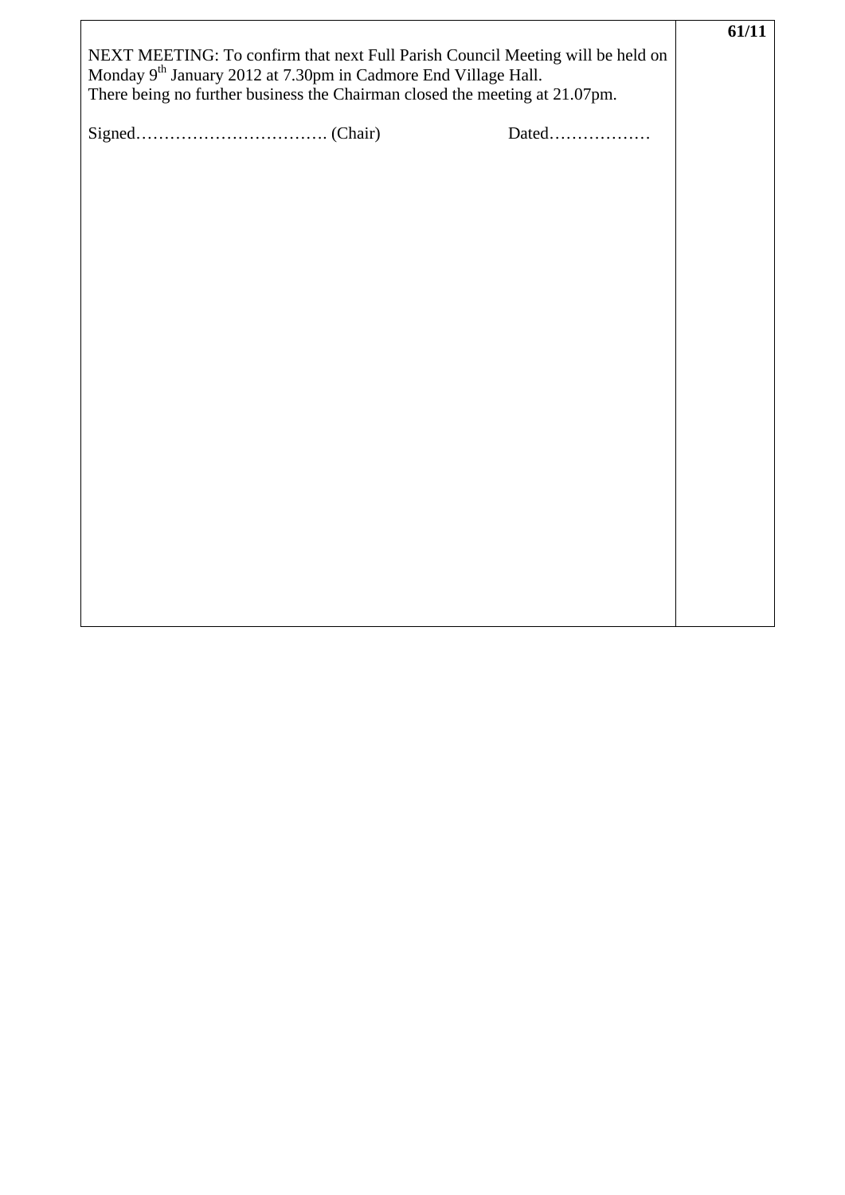NEXT MEETING: To confirm that next Full Parish Council Meeting will be held on Monday 9th January 2012 at 7.30pm in Cadmore End Village Hall.
There being no further business the Chairman closed the meeting at 21.07pm.

Signed……………………………. (Chair) Dated………………